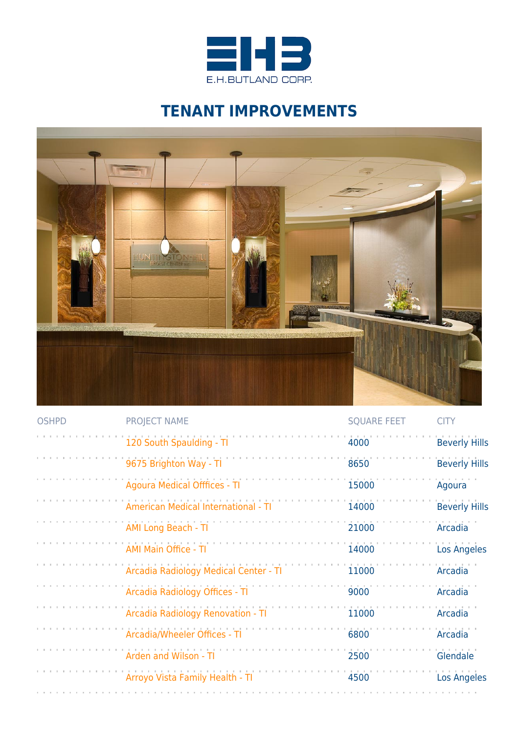E.H.BUTLAND CORP.

# TENANT IMPROVEMENTS

| OSHPD | PROJECT NAME | SQUARE FEET | CITY |
|---|---|---|---|
| | 120 South Spaulding - TI | 4000 | Beverly Hills |
| | 9675 Brighton Way - TI | 8650 | Beverly Hills |
| | Agoura Medical Offfices - TI | 15000 | Agoura |
| | American Medical International - TI | 14000 | Beverly Hills |
| | AMI Long Beach - TI | 21000 | Arcadia |
| | AMI Main Office - TI | 14000 | Los Angeles |
| | Arcadia Radiology Medical Center - TI | 11000 | Arcadia |
| | Arcadia Radiology Offices - TI | 9000 | Arcadia |
| | Arcadia Radiology Renovation - TI | 11000 | Arcadia |
| | Arcadia/Wheeler Offices - TI | 6800 | Arcadia |
| | Arden and Wilson - TI | 2500 | Glendale |
| | Arroyo Vista Family Health - TI | 4500 | Los Angeles |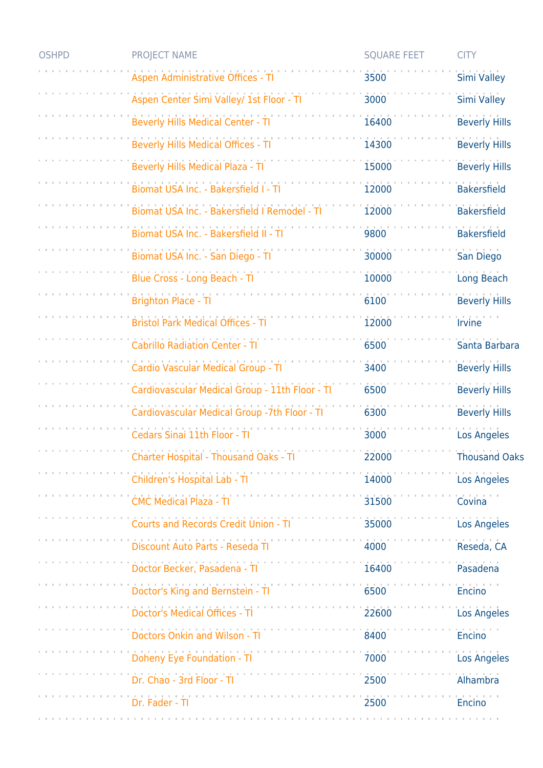| OSHPD | PROJECT NAME | SQUARE FEET | CITY |
|---|---|---|---|
| | Aspen Administrative Offices - TI | 3500 | Simi Valley |
| | Aspen Center Simi Valley/ 1st Floor - TI | 3000 | Simi Valley |
| | Beverly Hills Medical Center - TI | 16400 | Beverly Hills |
| | Beverly Hills Medical Offices - TI | 14300 | Beverly Hills |
| | Beverly Hills Medical Plaza - TI | 15000 | Beverly Hills |
| | Biomat USA Inc. - Bakersfield I - TI | 12000 | Bakersfield |
| | Biomat USA Inc. - Bakersfield I Remodel - TI | 12000 | Bakersfield |
| | Biomat USA Inc. - Bakersfield II - TI | 9800 | Bakersfield |
| | Biomat USA Inc. - San Diego - TI | 30000 | San Diego |
| | Blue Cross - Long Beach - TI | 10000 | Long Beach |
| | Brighton Place - TI | 6100 | Beverly Hills |
| | Bristol Park Medical Offices - TI | 12000 | Irvine |
| | Cabrillo Radiation Center - TI | 6500 | Santa Barbara |
| | Cardio Vascular Medical Group - TI | 3400 | Beverly Hills |
| | Cardiovascular Medical Group - 11th Floor - TI | 6500 | Beverly Hills |
| | Cardiovascular Medical Group -7th Floor - TI | 6300 | Beverly Hills |
| | Cedars Sinai 11th Floor - TI | 3000 | Los Angeles |
| | Charter Hospital - Thousand Oaks - TI | 22000 | Thousand Oaks |
| | Children's Hospital Lab - TI | 14000 | Los Angeles |
| | CMC Medical Plaza - TI | 31500 | Covina |
| | Courts and Records Credit Union - TI | 35000 | Los Angeles |
| | Discount Auto Parts - Reseda TI | 4000 | Reseda, CA |
| | Doctor Becker, Pasadena - TI | 16400 | Pasadena |
| | Doctor's King and Bernstein - TI | 6500 | Encino |
| | Doctor's Medical Offices - TI | 22600 | Los Angeles |
| | Doctors Onkin and Wilson - TI | 8400 | Encino |
| | Doheny Eye Foundation - TI | 7000 | Los Angeles |
| | Dr. Chao - 3rd Floor - TI | 2500 | Alhambra |
| | Dr. Fader - TI | 2500 | Encino |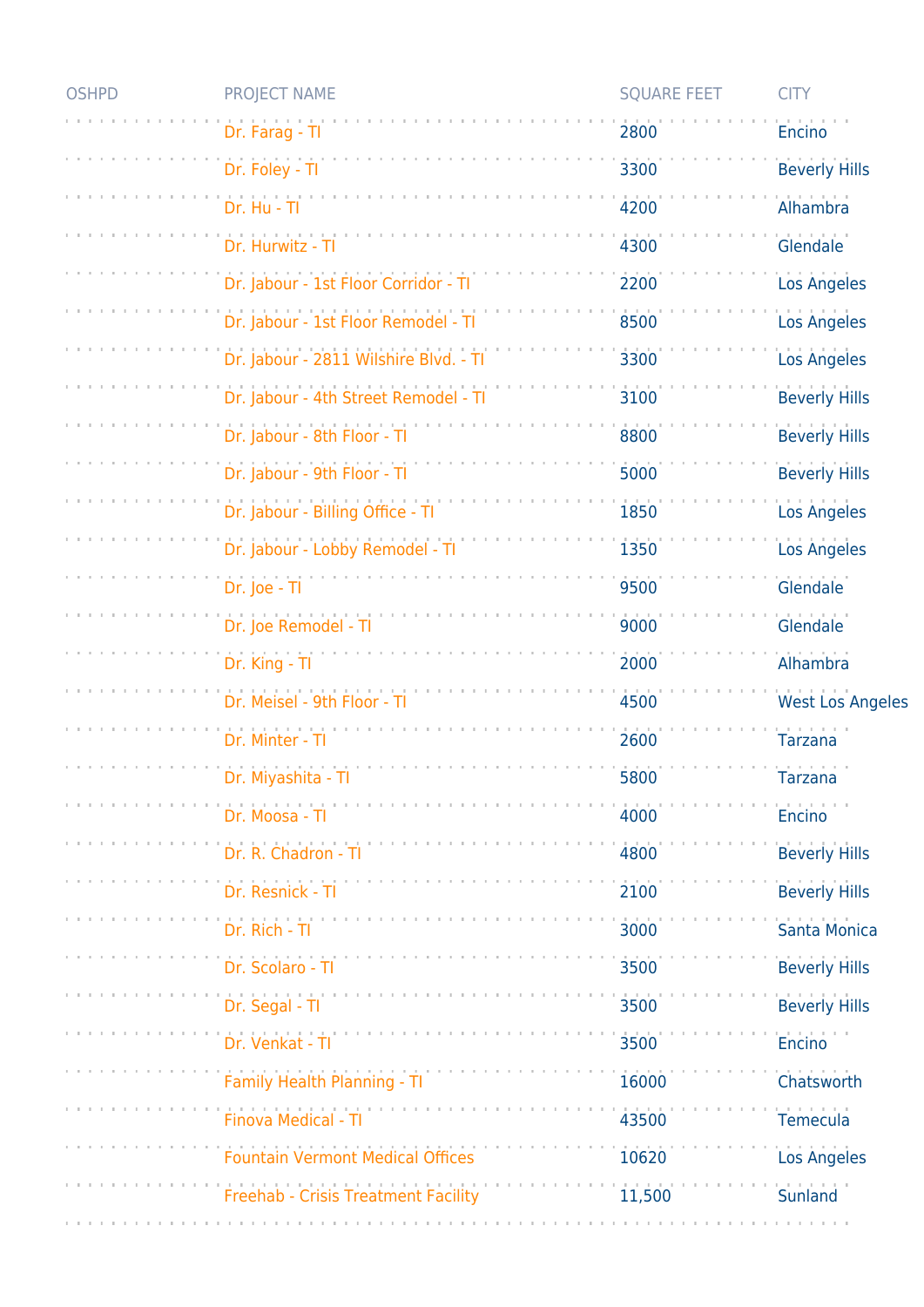| OSHPD | PROJECT NAME | SQUARE FEET | CITY |
|---|---|---|---|
| | Dr. Farag - TI | 2800 | Encino |
| | Dr. Foley - TI | 3300 | Beverly Hills |
| | Dr. Hu - TI | 4200 | Alhambra |
| | Dr. Hurwitz - TI | 4300 | Glendale |
| | Dr. Jabour - 1st Floor Corridor - TI | 2200 | Los Angeles |
| | Dr. Jabour - 1st Floor Remodel - TI | 8500 | Los Angeles |
| | Dr. Jabour - 2811 Wilshire Blvd. - TI | 3300 | Los Angeles |
| | Dr. Jabour - 4th Street Remodel - TI | 3100 | Beverly Hills |
| | Dr. Jabour - 8th Floor - TI | 8800 | Beverly Hills |
| | Dr. Jabour - 9th Floor - TI | 5000 | Beverly Hills |
| | Dr. Jabour - Billing Office - TI | 1850 | Los Angeles |
| | Dr. Jabour - Lobby Remodel - TI | 1350 | Los Angeles |
| | Dr. Joe - TI | 9500 | Glendale |
| | Dr. Joe Remodel - TI | 9000 | Glendale |
| | Dr. King - TI | 2000 | Alhambra |
| | Dr. Meisel - 9th Floor - TI | 4500 | West Los Angeles |
| | Dr. Minter - TI | 2600 | Tarzana |
| | Dr. Miyashita - TI | 5800 | Tarzana |
| | Dr. Moosa - TI | 4000 | Encino |
| | Dr. R. Chadron - TI | 4800 | Beverly Hills |
| | Dr. Resnick - TI | 2100 | Beverly Hills |
| | Dr. Rich - TI | 3000 | Santa Monica |
| | Dr. Scolaro - TI | 3500 | Beverly Hills |
| | Dr. Segal - TI | 3500 | Beverly Hills |
| | Dr. Venkat - TI | 3500 | Encino |
| | Family Health Planning - TI | 16000 | Chatsworth |
| | Finova Medical - TI | 43500 | Temecula |
| | Fountain Vermont Medical Offices | 10620 | Los Angeles |
| | Freehab - Crisis Treatment Facility | 11,500 | Sunland |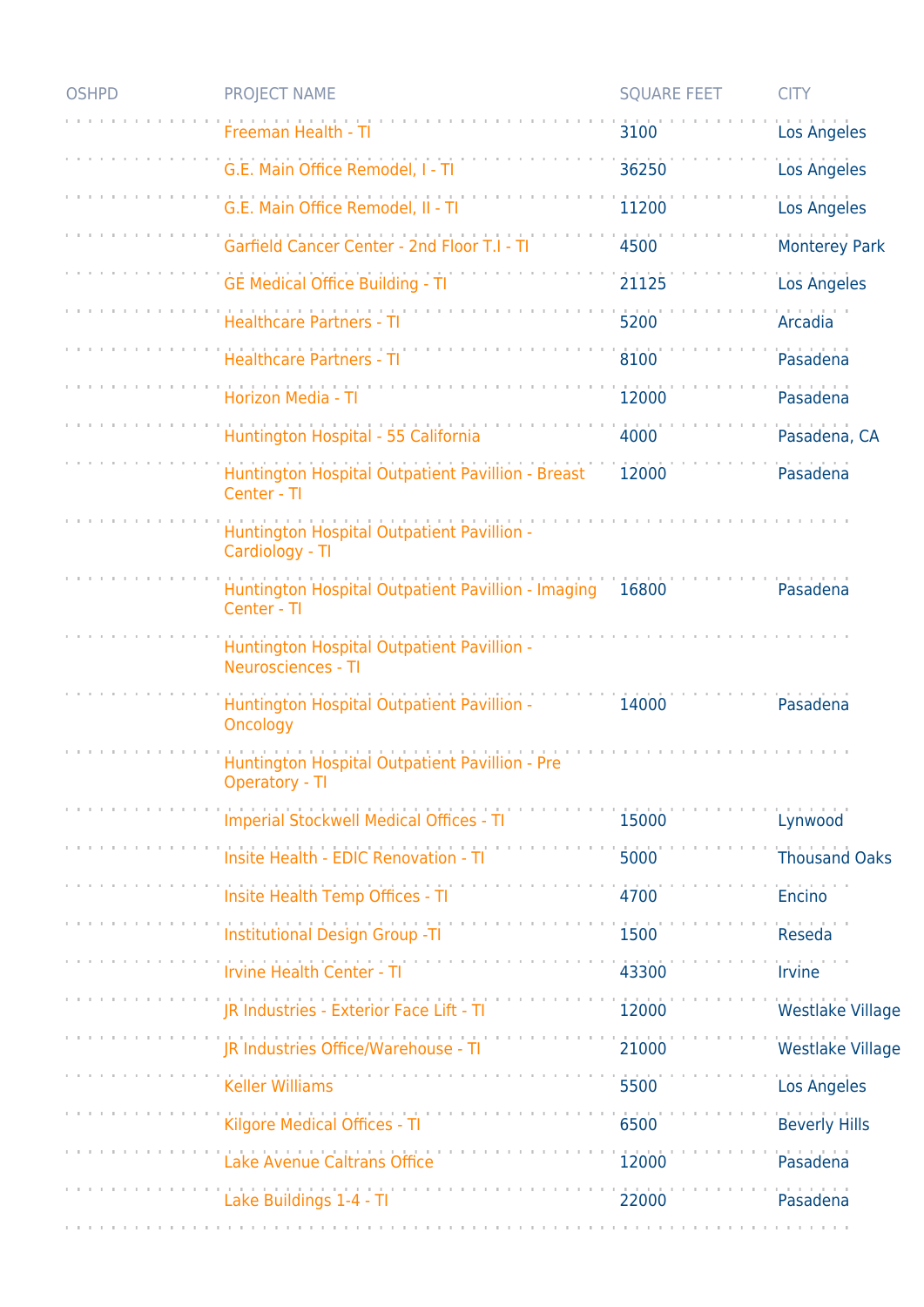| OSHPD | PROJECT NAME | SQUARE FEET | CITY |
|---|---|---|---|
| | Freeman Health - TI | 3100 | Los Angeles |
| | G.E. Main Office Remodel, I - TI | 36250 | Los Angeles |
| | G.E. Main Office Remodel, II - TI | 11200 | Los Angeles |
| | Garfield Cancer Center - 2nd Floor T.I - TI | 4500 | Monterey Park |
| | GE Medical Office Building - TI | 21125 | Los Angeles |
| | Healthcare Partners - TI | 5200 | Arcadia |
| | Healthcare Partners - TI | 8100 | Pasadena |
| | Horizon Media - TI | 12000 | Pasadena |
| | Huntington Hospital - 55 California | 4000 | Pasadena, CA |
| | Huntington Hospital Outpatient Pavillion - Breast Center - TI | 12000 | Pasadena |
| | Huntington Hospital Outpatient Pavillion - Cardiology - TI | | |
| | Huntington Hospital Outpatient Pavillion - Imaging Center - TI | 16800 | Pasadena |
| | Huntington Hospital Outpatient Pavillion - Neurosciences - TI | | |
| | Huntington Hospital Outpatient Pavillion - Oncology | 14000 | Pasadena |
| | Huntington Hospital Outpatient Pavillion - Pre Operatory - TI | | |
| | Imperial Stockwell Medical Offices - TI | 15000 | Lynwood |
| | Insite Health - EDIC Renovation - TI | 5000 | Thousand Oaks |
| | Insite Health Temp Offices - TI | 4700 | Encino |
| | Institutional Design Group -TI | 1500 | Reseda |
| | Irvine Health Center - TI | 43300 | Irvine |
| | JR Industries - Exterior Face Lift - TI | 12000 | Westlake Village |
| | JR Industries Office/Warehouse - TI | 21000 | Westlake Village |
| | Keller Williams | 5500 | Los Angeles |
| | Kilgore Medical Offices - TI | 6500 | Beverly Hills |
| | Lake Avenue Caltrans Office | 12000 | Pasadena |
| | Lake Buildings 1-4 - TI | 22000 | Pasadena |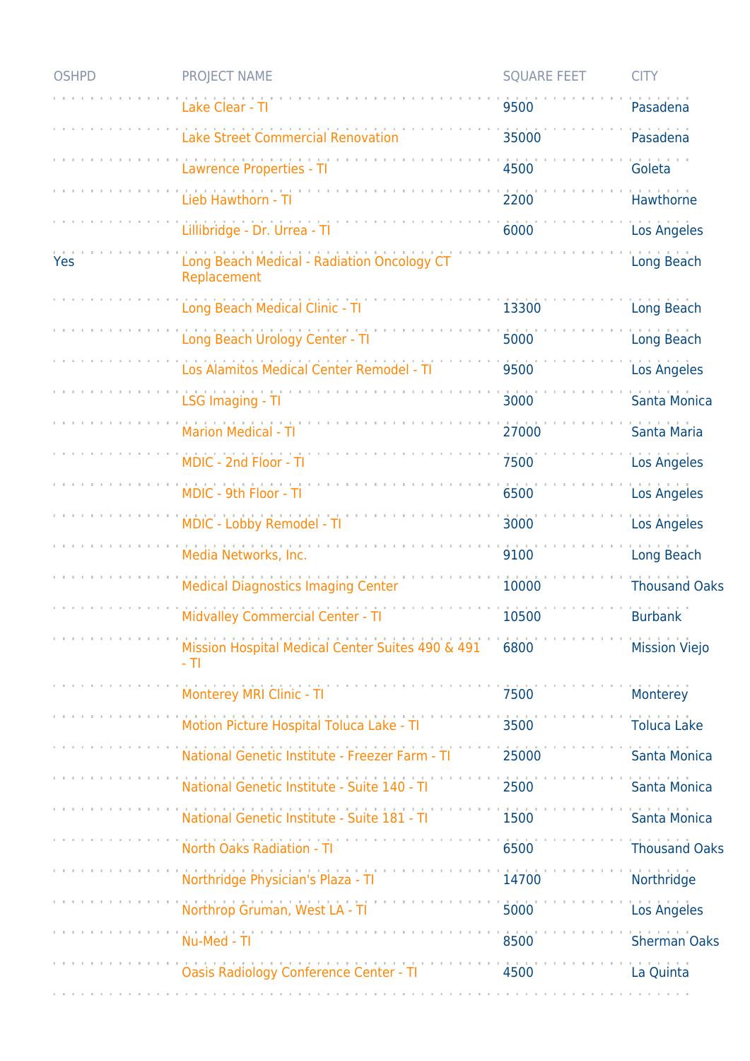| OSHPD | PROJECT NAME | SQUARE FEET | CITY |
| --- | --- | --- | --- |
| | Lake Clear - TI | 9500 | Pasadena |
| | Lake Street Commercial Renovation | 35000 | Pasadena |
| | Lawrence Properties - TI | 4500 | Goleta |
| | Lieb Hawthorn - TI | 2200 | Hawthorne |
| | Lillibridge - Dr. Urrea - TI | 6000 | Los Angeles |
| Yes | Long Beach Medical - Radiation Oncology CT Replacement | | Long Beach |
| | Long Beach Medical Clinic - TI | 13300 | Long Beach |
| | Long Beach Urology Center - TI | 5000 | Long Beach |
| | Los Alamitos Medical Center Remodel - TI | 9500 | Los Angeles |
| | LSG Imaging - TI | 3000 | Santa Monica |
| | Marion Medical - TI | 27000 | Santa Maria |
| | MDIC - 2nd Floor - TI | 7500 | Los Angeles |
| | MDIC - 9th Floor - TI | 6500 | Los Angeles |
| | MDIC - Lobby Remodel - TI | 3000 | Los Angeles |
| | Media Networks, Inc. | 9100 | Long Beach |
| | Medical Diagnostics Imaging Center | 10000 | Thousand Oaks |
| | Midvalley Commercial Center - TI | 10500 | Burbank |
| | Mission Hospital Medical Center Suites 490 & 491 - TI | 6800 | Mission Viejo |
| | Monterey MRI Clinic - TI | 7500 | Monterey |
| | Motion Picture Hospital Toluca Lake - TI | 3500 | Toluca Lake |
| | National Genetic Institute - Freezer Farm - TI | 25000 | Santa Monica |
| | National Genetic Institute - Suite 140 - TI | 2500 | Santa Monica |
| | National Genetic Institute - Suite 181 - TI | 1500 | Santa Monica |
| | North Oaks Radiation - TI | 6500 | Thousand Oaks |
| | Northridge Physician's Plaza - TI | 14700 | Northridge |
| | Northrop Gruman, West LA - TI | 5000 | Los Angeles |
| | Nu-Med - TI | 8500 | Sherman Oaks |
| | Oasis Radiology Conference Center - TI | 4500 | La Quinta |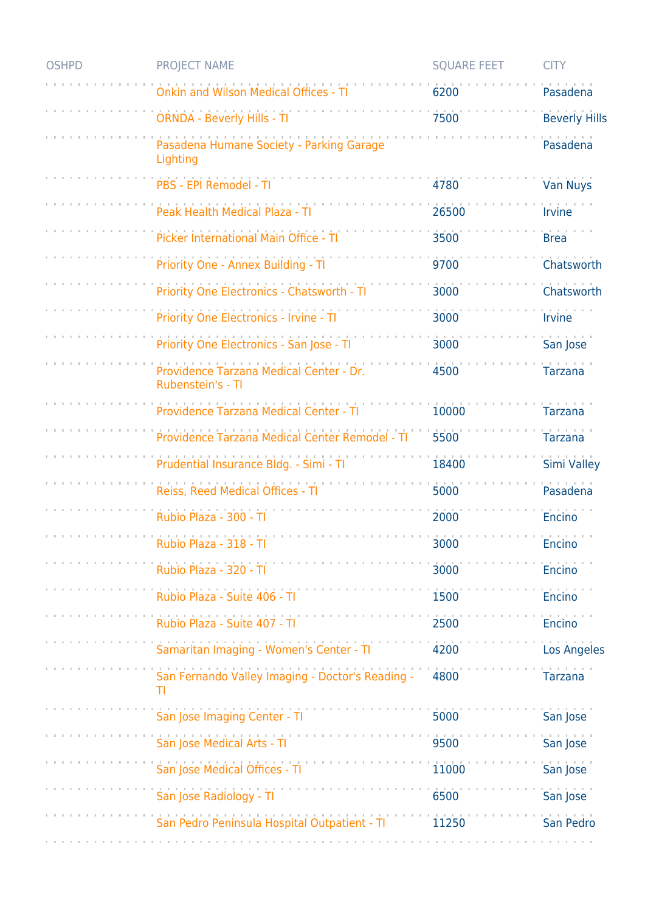| OSHPD | PROJECT NAME | SQUARE FEET | CITY |
|---|---|---|---|
| | Onkin and Wilson Medical Offices - TI | 6200 | Pasadena |
| | ORNDA - Beverly Hills - TI | 7500 | Beverly Hills |
| | Pasadena Humane Society - Parking Garage Lighting | | Pasadena |
| | PBS - EPI Remodel - TI | 4780 | Van Nuys |
| | Peak Health Medical Plaza - TI | 26500 | Irvine |
| | Picker International Main Office - TI | 3500 | Brea |
| | Priority One - Annex Building - TI | 9700 | Chatsworth |
| | Priority One Electronics - Chatsworth - TI | 3000 | Chatsworth |
| | Priority One Electronics - Irvine - TI | 3000 | Irvine |
| | Priority One Electronics - San Jose - TI | 3000 | San Jose |
| | Providence Tarzana Medical Center - Dr. Rubenstein's - TI | 4500 | Tarzana |
| | Providence Tarzana Medical Center - TI | 10000 | Tarzana |
| | Providence Tarzana Medical Center Remodel - TI | 5500 | Tarzana |
| | Prudential Insurance Bldg. - Simi - TI | 18400 | Simi Valley |
| | Reiss, Reed Medical Offices - TI | 5000 | Pasadena |
| | Rubio Plaza - 300 - TI | 2000 | Encino |
| | Rubio Plaza - 318 - TI | 3000 | Encino |
| | Rubio Plaza - 320 - TI | 3000 | Encino |
| | Rubio Plaza - Suite 406 - TI | 1500 | Encino |
| | Rubio Plaza - Suite 407 - TI | 2500 | Encino |
| | Samaritan Imaging - Women's Center - TI | 4200 | Los Angeles |
| | San Fernando Valley Imaging - Doctor's Reading - TI | 4800 | Tarzana |
| | San Jose Imaging Center - TI | 5000 | San Jose |
| | San Jose Medical Arts - TI | 9500 | San Jose |
| | San Jose Medical Offices - TI | 11000 | San Jose |
| | San Jose Radiology - TI | 6500 | San Jose |
| | San Pedro Peninsula Hospital Outpatient - TI | 11250 | San Pedro |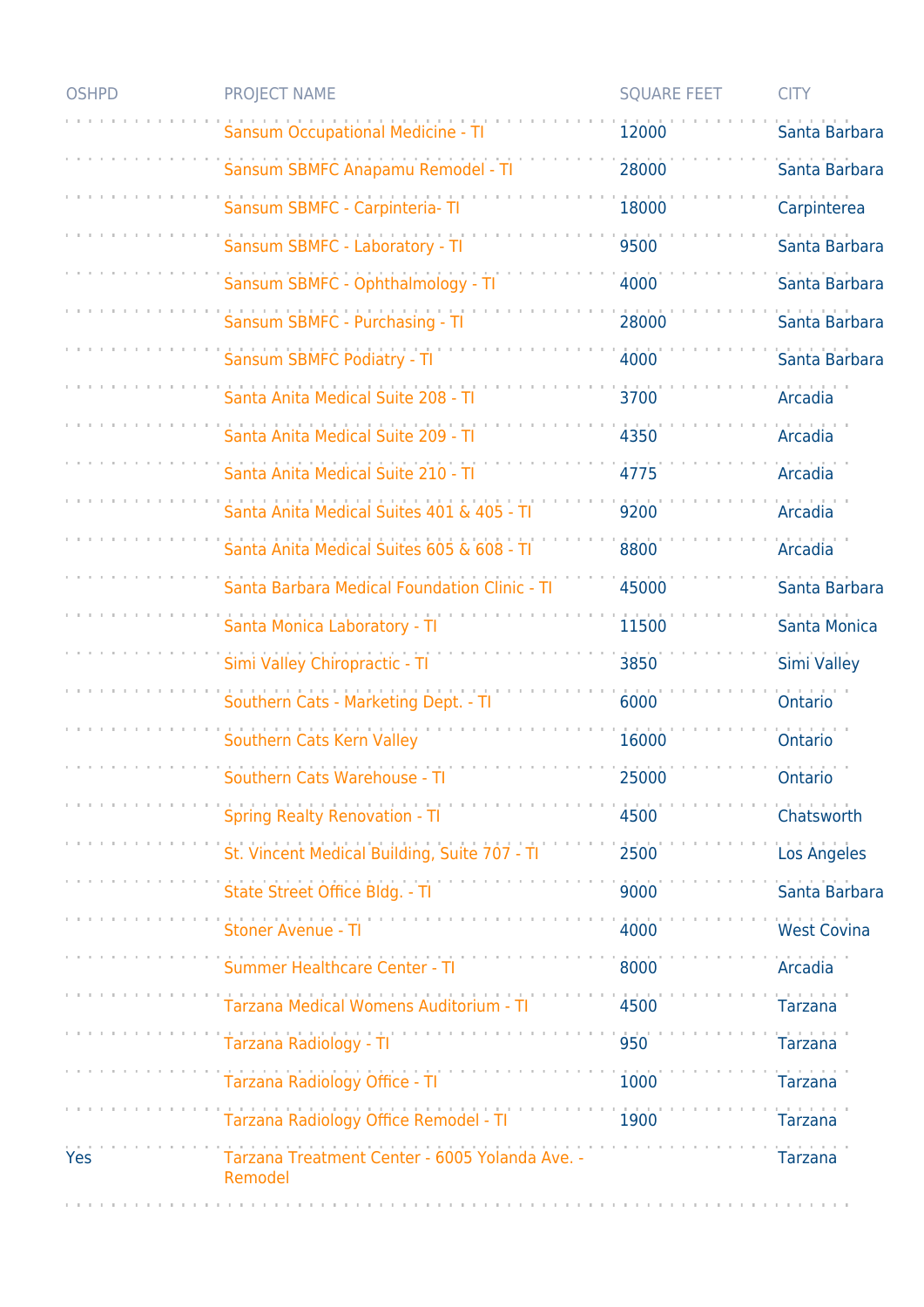| OSHPD | PROJECT NAME | SQUARE FEET | CITY |
| --- | --- | --- | --- |
| | Sansum Occupational Medicine - TI | 12000 | Santa Barbara |
| | Sansum SBMFC Anapamu Remodel - TI | 28000 | Santa Barbara |
| | Sansum SBMFC - Carpinteria- TI | 18000 | Carpinterea |
| | Sansum SBMFC - Laboratory - TI | 9500 | Santa Barbara |
| | Sansum SBMFC - Ophthalmology - TI | 4000 | Santa Barbara |
| | Sansum SBMFC - Purchasing - TI | 28000 | Santa Barbara |
| | Sansum SBMFC Podiatry - TI | 4000 | Santa Barbara |
| | Santa Anita Medical Suite 208 - TI | 3700 | Arcadia |
| | Santa Anita Medical Suite 209 - TI | 4350 | Arcadia |
| | Santa Anita Medical Suite 210 - TI | 4775 | Arcadia |
| | Santa Anita Medical Suites 401 & 405 - TI | 9200 | Arcadia |
| | Santa Anita Medical Suites 605 & 608 - TI | 8800 | Arcadia |
| | Santa Barbara Medical Foundation Clinic - TI | 45000 | Santa Barbara |
| | Santa Monica Laboratory - TI | 11500 | Santa Monica |
| | Simi Valley Chiropractic - TI | 3850 | Simi Valley |
| | Southern Cats - Marketing Dept. - TI | 6000 | Ontario |
| | Southern Cats Kern Valley | 16000 | Ontario |
| | Southern Cats Warehouse - TI | 25000 | Ontario |
| | Spring Realty Renovation - TI | 4500 | Chatsworth |
| | St. Vincent Medical Building, Suite 707 - TI | 2500 | Los Angeles |
| | State Street Office Bldg. - TI | 9000 | Santa Barbara |
| | Stoner Avenue - TI | 4000 | West Covina |
| | Summer Healthcare Center - TI | 8000 | Arcadia |
| | Tarzana Medical Womens Auditorium - TI | 4500 | Tarzana |
| | Tarzana Radiology - TI | 950 | Tarzana |
| | Tarzana Radiology Office - TI | 1000 | Tarzana |
| | Tarzana Radiology Office Remodel - TI | 1900 | Tarzana |
| Yes | Tarzana Treatment Center - 6005 Yolanda Ave. - Remodel | | Tarzana |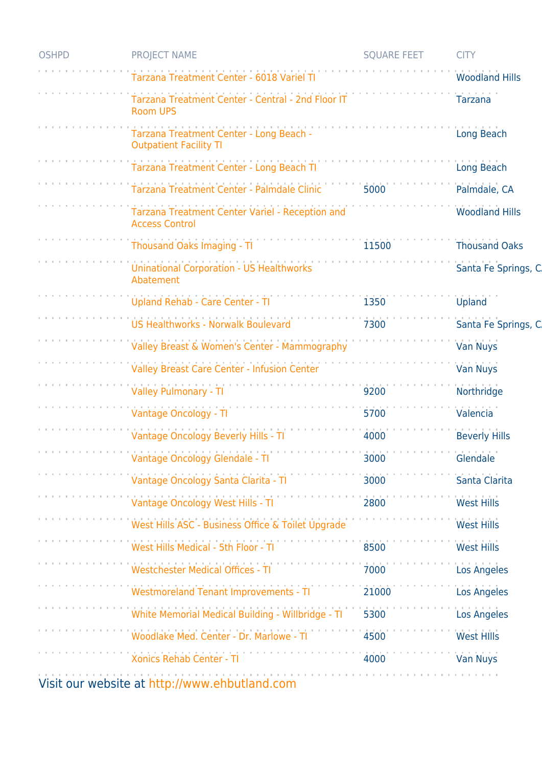| OSHPD | PROJECT NAME | SQUARE FEET | CITY |
|---|---|---|---|
| | Tarzana Treatment Center - 6018 Variel TI | | Woodland Hills |
| | Tarzana Treatment Center - Central - 2nd Floor IT Room UPS | | Tarzana |
| | Tarzana Treatment Center - Long Beach - Outpatient Facility TI | | Long Beach |
| | Tarzana Treatment Center - Long Beach TI | | Long Beach |
| | Tarzana Treatment Center - Palmdale Clinic | 5000 | Palmdale, CA |
| | Tarzana Treatment Center Variel - Reception and Access Control | | Woodland Hills |
| | Thousand Oaks Imaging - TI | 11500 | Thousand Oaks |
| | Uninational Corporation - US Healthworks Abatement | | Santa Fe Springs, CA |
| | Upland Rehab - Care Center - TI | 1350 | Upland |
| | US Healthworks - Norwalk Boulevard | 7300 | Santa Fe Springs, CA |
| | Valley Breast & Women's Center - Mammography | | Van Nuys |
| | Valley Breast Care Center - Infusion Center | | Van Nuys |
| | Valley Pulmonary - TI | 9200 | Northridge |
| | Vantage Oncology - TI | 5700 | Valencia |
| | Vantage Oncology Beverly Hills - TI | 4000 | Beverly Hills |
| | Vantage Oncology Glendale - TI | 3000 | Glendale |
| | Vantage Oncology Santa Clarita - TI | 3000 | Santa Clarita |
| | Vantage Oncology West Hills - TI | 2800 | West Hills |
| | West Hills ASC - Business Office & Toilet Upgrade | | West Hills |
| | West Hills Medical - 5th Floor - TI | 8500 | West Hills |
| | Westchester Medical Offices - TI | 7000 | Los Angeles |
| | Westmoreland Tenant Improvements - TI | 21000 | Los Angeles |
| | White Memorial Medical Building - Willbridge - TI | 5300 | Los Angeles |
| | Woodlake Med. Center - Dr. Marlowe - TI | 4500 | West HIlls |
| | Xonics Rehab Center - TI | 4000 | Van Nuys |

Visit our website at http://www.ehbutland.com